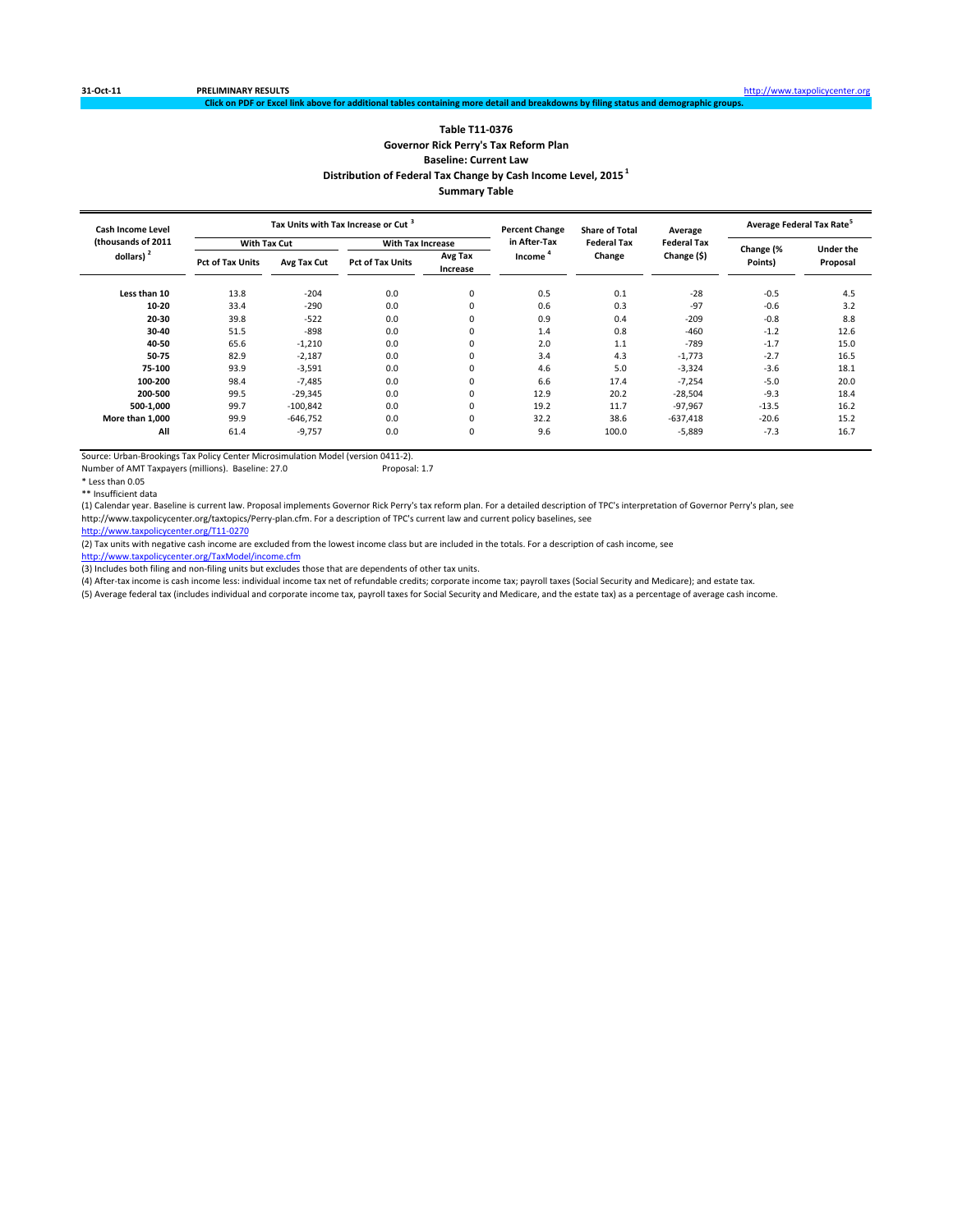31-Oct-11 PRELIMINARY RESULTS http://www.taxpolicycenter.org

Click on PDF or Excel link above for additional tables containing more detail and breakdowns by filing status and demographic groups.

## Table T11-0376
## Governor Rick Perry's Tax Reform Plan
## Baseline: Current Law
## Distribution of Federal Tax Change by Cash Income Level, 2015 [1]
## Summary Table

| Cash Income Level (thousands of 2011 dollars) [2] | Tax Units with Tax Increase or Cut [3] | | | | Percent Change in After-Tax Income [4] | Share of Total Federal Tax Change | Average Federal Tax Change ($) | Average Federal Tax Rate [5] | |
|---|---|---|---|---|---|---|---|---|---|
| | With Tax Cut | | With Tax Increase | | | | | | |
| | Pct of Tax Units | Avg Tax Cut | Pct of Tax Units | Avg Tax Increase | | | | Change (% Points) | Under the Proposal |
| Less than 10 | 13.8 | -204 | 0.0 | 0 | 0.5 | 0.1 | -28 | -0.5 | 4.5 |
| 10-20 | 33.4 | -290 | 0.0 | 0 | 0.6 | 0.3 | -97 | -0.6 | 3.2 |
| 20-30 | 39.8 | -522 | 0.0 | 0 | 0.9 | 0.4 | -209 | -0.8 | 8.8 |
| 30-40 | 51.5 | -898 | 0.0 | 0 | 1.4 | 0.8 | -460 | -1.2 | 12.6 |
| 40-50 | 65.6 | -1,210 | 0.0 | 0 | 2.0 | 1.1 | -789 | -1.7 | 15.0 |
| 50-75 | 82.9 | -2,187 | 0.0 | 0 | 3.4 | 4.3 | -1,773 | -2.7 | 16.5 |
| 75-100 | 93.9 | -3,591 | 0.0 | 0 | 4.6 | 5.0 | -3,324 | -3.6 | 18.1 |
| 100-200 | 98.4 | -7,485 | 0.0 | 0 | 6.6 | 17.4 | -7,254 | -5.0 | 20.0 |
| 200-500 | 99.5 | -29,345 | 0.0 | 0 | 12.9 | 20.2 | -28,504 | -9.3 | 18.4 |
| 500-1,000 | 99.7 | -100,842 | 0.0 | 0 | 19.2 | 11.7 | -97,967 | -13.5 | 16.2 |
| More than 1,000 | 99.9 | -646,752 | 0.0 | 0 | 32.2 | 38.6 | -637,418 | -20.6 | 15.2 |
| All | 61.4 | -9,757 | 0.0 | 0 | 9.6 | 100.0 | -5,889 | -7.3 | 16.7 |

Source: Urban-Brookings Tax Policy Center Microsimulation Model (version 0411-2).

Number of AMT Taxpayers (millions). Baseline: 27.0 Proposal: 1.7

* Less than 0.05

** Insufficient data

(1) Calendar year. Baseline is current law. Proposal implements Governor Rick Perry's tax reform plan. For a detailed description of TPC's interpretation of Governor Perry's plan, see http://www.taxpolicycenter.org/taxtopics/Perry-plan.cfm. For a description of TPC's current law and current policy baselines, see http://www.taxpolicycenter.org/T11-0270

(2) Tax units with negative cash income are excluded from the lowest income class but are included in the totals. For a description of cash income, see http://www.taxpolicycenter.org/TaxModel/income.cfm

(3) Includes both filing and non-filing units but excludes those that are dependents of other tax units.

(4) After-tax income is cash income less: individual income tax net of refundable credits; corporate income tax; payroll taxes (Social Security and Medicare); and estate tax.

(5) Average federal tax (includes individual and corporate income tax, payroll taxes for Social Security and Medicare, and the estate tax) as a percentage of average cash income.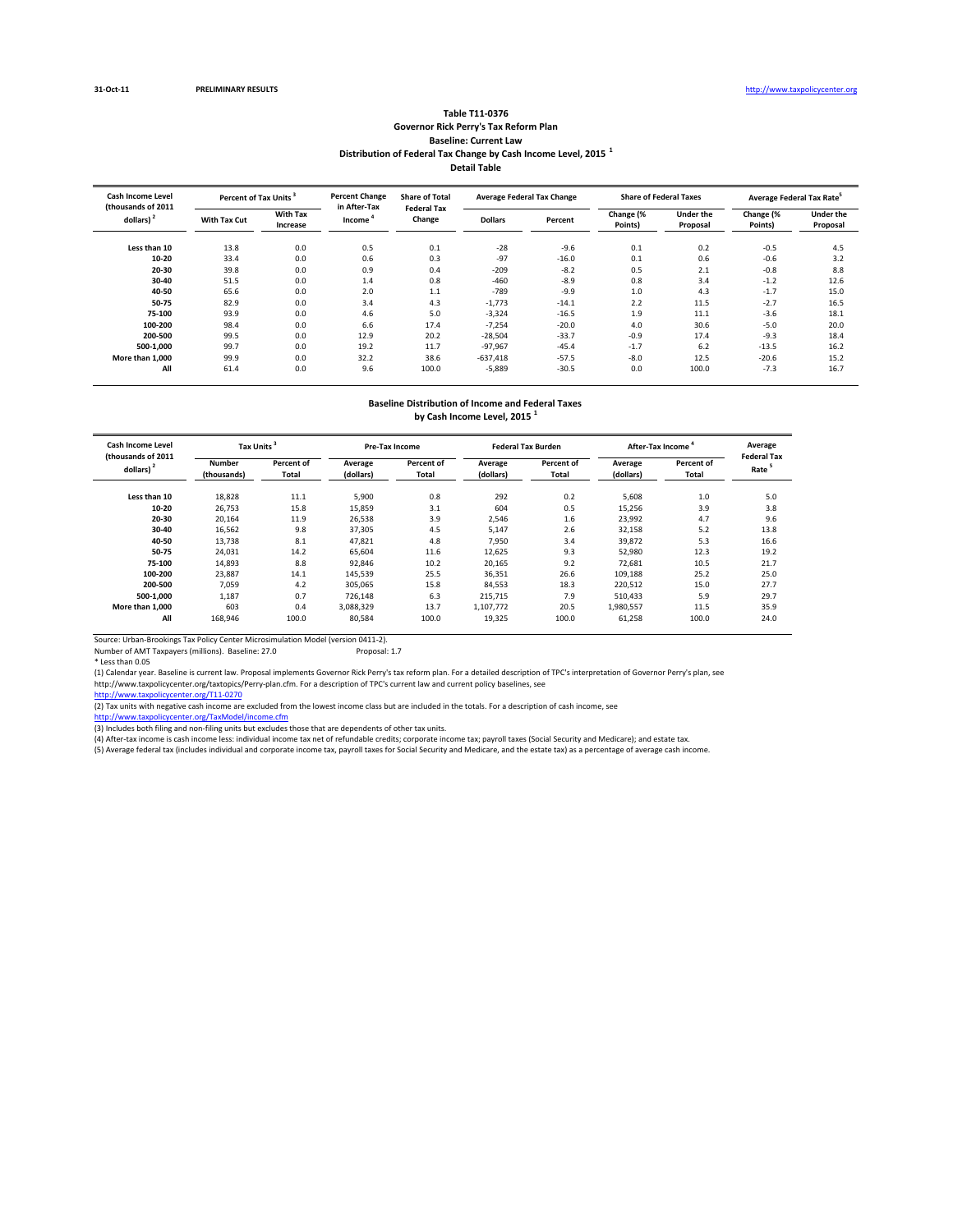31-Oct-11 **PRELIMINARY RESULTS** http://www.taxpolicycenter.org

## Table T11-0376
### Governor Rick Perry's Tax Reform Plan
### Baseline: Current Law
### Distribution of Federal Tax Change by Cash Income Level, 2015 [1]
### Detail Table

| Cash Income Level (thousands of 2011 dollars) [2] | Percent of Tax Units [3] | | Percent Change in After-Tax Income [4] | Share of Total Federal Tax Change | Average Federal Tax Change | | Share of Federal Taxes | | Average Federal Tax Rate[5] | |
|---|---|---|---|---|---|---|---|---|---|---|
| | With Tax Cut | With Tax Increase | | | Dollars | Percent | Change (% Points) | Under the Proposal | Change (% Points) | Under the Proposal |
| Less than 10 | 13.8 | 0.0 | 0.5 | 0.1 | -28 | -9.6 | 0.1 | 0.2 | -0.5 | 4.5 |
| 10-20 | 33.4 | 0.0 | 0.6 | 0.3 | -97 | -16.0 | 0.1 | 0.6 | -0.6 | 3.2 |
| 20-30 | 39.8 | 0.0 | 0.9 | 0.4 | -209 | -8.2 | 0.5 | 2.1 | -0.8 | 8.8 |
| 30-40 | 51.5 | 0.0 | 1.4 | 0.8 | -460 | -8.9 | 0.8 | 3.4 | -1.2 | 12.6 |
| 40-50 | 65.6 | 0.0 | 2.0 | 1.1 | -789 | -9.9 | 1.0 | 4.3 | -1.7 | 15.0 |
| 50-75 | 82.9 | 0.0 | 3.4 | 4.3 | -1,773 | -14.1 | 2.2 | 11.5 | -2.7 | 16.5 |
| 75-100 | 93.9 | 0.0 | 4.6 | 5.0 | -3,324 | -16.5 | 1.9 | 11.1 | -3.6 | 18.1 |
| 100-200 | 98.4 | 0.0 | 6.6 | 17.4 | -7,254 | -20.0 | 4.0 | 30.6 | -5.0 | 20.0 |
| 200-500 | 99.5 | 0.0 | 12.9 | 20.2 | -28,504 | -33.7 | -0.9 | 17.4 | -9.3 | 18.4 |
| 500-1,000 | 99.7 | 0.0 | 19.2 | 11.7 | -97,967 | -45.4 | -1.7 | 6.2 | -13.5 | 16.2 |
| More than 1,000 | 99.9 | 0.0 | 32.2 | 38.6 | -637,418 | -57.5 | -8.0 | 12.5 | -20.6 | 15.2 |
| All | 61.4 | 0.0 | 9.6 | 100.0 | -5,889 | -30.5 | 0.0 | 100.0 | -7.3 | 16.7 |

### Baseline Distribution of Income and Federal Taxes by Cash Income Level, 2015 [1]

| Cash Income Level (thousands of 2011 dollars) [2] | Tax Units [3] | | Pre-Tax Income | | Federal Tax Burden | | After-Tax Income [4] | | Average Federal Tax Rate [5] |
|---|---|---|---|---|---|---|---|---|---|
| | Number (thousands) | Percent of Total | Average (dollars) | Percent of Total | Average (dollars) | Percent of Total | Average (dollars) | Percent of Total | |
| Less than 10 | 18,828 | 11.1 | 5,900 | 0.8 | 292 | 0.2 | 5,608 | 1.0 | 5.0 |
| 10-20 | 26,753 | 15.8 | 15,859 | 3.1 | 604 | 0.5 | 15,256 | 3.9 | 3.8 |
| 20-30 | 20,164 | 11.9 | 26,538 | 3.9 | 2,546 | 1.6 | 23,992 | 4.7 | 9.6 |
| 30-40 | 16,562 | 9.8 | 37,305 | 4.5 | 5,147 | 2.6 | 32,158 | 5.2 | 13.8 |
| 40-50 | 13,738 | 8.1 | 47,821 | 4.8 | 7,950 | 3.4 | 39,872 | 5.3 | 16.6 |
| 50-75 | 24,031 | 14.2 | 65,604 | 11.6 | 12,625 | 9.3 | 52,980 | 12.3 | 19.2 |
| 75-100 | 14,893 | 8.8 | 92,846 | 10.2 | 20,165 | 9.2 | 72,681 | 10.5 | 21.7 |
| 100-200 | 23,887 | 14.1 | 145,539 | 25.5 | 36,351 | 26.6 | 109,188 | 25.2 | 25.0 |
| 200-500 | 7,059 | 4.2 | 305,065 | 15.8 | 84,553 | 18.3 | 220,512 | 15.0 | 27.7 |
| 500-1,000 | 1,187 | 0.7 | 726,148 | 6.3 | 215,715 | 7.9 | 510,433 | 5.9 | 29.7 |
| More than 1,000 | 603 | 0.4 | 3,088,329 | 13.7 | 1,107,772 | 20.5 | 1,980,557 | 11.5 | 35.9 |
| All | 168,946 | 100.0 | 80,584 | 100.0 | 19,325 | 100.0 | 61,258 | 100.0 | 24.0 |

Source: Urban-Brookings Tax Policy Center Microsimulation Model (version 0411-2).

Number of AMT Taxpayers (millions). Baseline: 27.0 Proposal: 1.7

* Less than 0.05

(1) Calendar year. Baseline is current law. Proposal implements Governor Rick Perry's tax reform plan. For a detailed description of TPC's interpretation of Governor Perry's plan, see http://www.taxpolicycenter.org/taxtopics/Perry-plan.cfm. For a description of TPC's current law and current policy baselines, see http://www.taxpolicycenter.org/T11-0270

(2) Tax units with negative cash income are excluded from the lowest income class but are included in the totals. For a description of cash income, see http://www.taxpolicycenter.org/TaxModel/income.cfm

(3) Includes both filing and non-filing units but excludes those that are dependents of other tax units.

(4) After-tax income is cash income less: individual income tax net of refundable credits; corporate income tax; payroll taxes (Social Security and Medicare); and estate tax.

(5) Average federal tax (includes individual and corporate income tax, payroll taxes for Social Security and Medicare, and the estate tax) as a percentage of average cash income.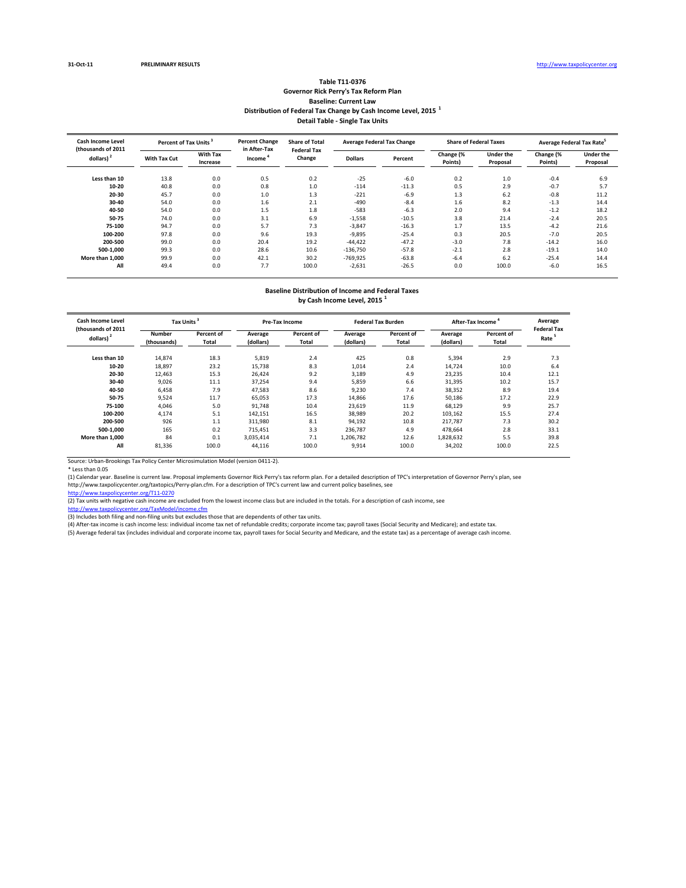31-Oct-11 **PRELIMINARY RESULTS** http://www.taxpolicycenter.org

### Table T11-0376
### Governor Rick Perry's Tax Reform Plan
### Baseline: Current Law
### Distribution of Federal Tax Change by Cash Income Level, 2015 [1]
### Detail Table - Single Tax Units

| Cash Income Level (thousands of 2011 dollars) [2] | Percent of Tax Units [3] | | Percent Change in After-Tax Income [4] | Share of Total Federal Tax Change | Average Federal Tax Change | | Share of Federal Taxes | | Average Federal Tax Rate [5] | |
|---|---|---|---|---|---|---|---|---|---|---|
| | With Tax Cut | With Tax Increase | | | Dollars | Percent | Change (% Points) | Under the Proposal | Change (% Points) | Under the Proposal |
| Less than 10 | 13.8 | 0.0 | 0.5 | 0.2 | -25 | -6.0 | 0.2 | 1.0 | -0.4 | 6.9 |
| 10-20 | 40.8 | 0.0 | 0.8 | 1.0 | -114 | -11.3 | 0.5 | 2.9 | -0.7 | 5.7 |
| 20-30 | 45.7 | 0.0 | 1.0 | 1.3 | -221 | -6.9 | 1.3 | 6.2 | -0.8 | 11.2 |
| 30-40 | 54.0 | 0.0 | 1.6 | 2.1 | -490 | -8.4 | 1.6 | 8.2 | -1.3 | 14.4 |
| 40-50 | 54.0 | 0.0 | 1.5 | 1.8 | -583 | -6.3 | 2.0 | 9.4 | -1.2 | 18.2 |
| 50-75 | 74.0 | 0.0 | 3.1 | 6.9 | -1,558 | -10.5 | 3.8 | 21.4 | -2.4 | 20.5 |
| 75-100 | 94.7 | 0.0 | 5.7 | 7.3 | -3,847 | -16.3 | 1.7 | 13.5 | -4.2 | 21.6 |
| 100-200 | 97.8 | 0.0 | 9.6 | 19.3 | -9,895 | -25.4 | 0.3 | 20.5 | -7.0 | 20.5 |
| 200-500 | 99.0 | 0.0 | 20.4 | 19.2 | -44,422 | -47.2 | -3.0 | 7.8 | -14.2 | 16.0 |
| 500-1,000 | 99.3 | 0.0 | 28.6 | 10.6 | -136,750 | -57.8 | -2.1 | 2.8 | -19.1 | 14.0 |
| More than 1,000 | 99.9 | 0.0 | 42.1 | 30.2 | -769,925 | -63.8 | -6.4 | 6.2 | -25.4 | 14.4 |
| All | 49.4 | 0.0 | 7.7 | 100.0 | -2,631 | -26.5 | 0.0 | 100.0 | -6.0 | 16.5 |

### Baseline Distribution of Income and Federal Taxes by Cash Income Level, 2015 [1]

| Cash Income Level (thousands of 2011 dollars) [2] | Tax Units [3] | | Pre-Tax Income | | Federal Tax Burden | | After-Tax Income [4] | | Average Federal Tax Rate [5] |
|---|---|---|---|---|---|---|---|---|---|
| | Number (thousands) | Percent of Total | Average (dollars) | Percent of Total | Average (dollars) | Percent of Total | Average (dollars) | Percent of Total | |
| Less than 10 | 14,874 | 18.3 | 5,819 | 2.4 | 425 | 0.8 | 5,394 | 2.9 | 7.3 |
| 10-20 | 18,897 | 23.2 | 15,738 | 8.3 | 1,014 | 2.4 | 14,724 | 10.0 | 6.4 |
| 20-30 | 12,463 | 15.3 | 26,424 | 9.2 | 3,189 | 4.9 | 23,235 | 10.4 | 12.1 |
| 30-40 | 9,026 | 11.1 | 37,254 | 9.4 | 5,859 | 6.6 | 31,395 | 10.2 | 15.7 |
| 40-50 | 6,458 | 7.9 | 47,583 | 8.6 | 9,230 | 7.4 | 38,352 | 8.9 | 19.4 |
| 50-75 | 9,524 | 11.7 | 65,053 | 17.3 | 14,866 | 17.6 | 50,186 | 17.2 | 22.9 |
| 75-100 | 4,046 | 5.0 | 91,748 | 10.4 | 23,619 | 11.9 | 68,129 | 9.9 | 25.7 |
| 100-200 | 4,174 | 5.1 | 142,151 | 16.5 | 38,989 | 20.2 | 103,162 | 15.5 | 27.4 |
| 200-500 | 926 | 1.1 | 311,980 | 8.1 | 94,192 | 10.8 | 217,787 | 7.3 | 30.2 |
| 500-1,000 | 165 | 0.2 | 715,451 | 3.3 | 236,787 | 4.9 | 478,664 | 2.8 | 33.1 |
| More than 1,000 | 84 | 0.1 | 3,035,414 | 7.1 | 1,206,782 | 12.6 | 1,828,632 | 5.5 | 39.8 |
| All | 81,336 | 100.0 | 44,116 | 100.0 | 9,914 | 100.0 | 34,202 | 100.0 | 22.5 |

Source: Urban-Brookings Tax Policy Center Microsimulation Model (version 0411-2).

* Less than 0.05

(1) Calendar year. Baseline is current law. Proposal implements Governor Rick Perry's tax reform plan. For a detailed description of TPC's interpretation of Governor Perry's plan, see http://www.taxpolicycenter.org/taxtopics/Perry-plan.cfm. For a description of TPC's current law and current policy baselines, see http://www.taxpolicycenter.org/T11-0270

(2) Tax units with negative cash income are excluded from the lowest income class but are included in the totals. For a description of cash income, see http://www.taxpolicycenter.org/TaxModel/income.cfm

(3) Includes both filing and non-filing units but excludes those that are dependents of other tax units.

(4) After-tax income is cash income less: individual income tax net of refundable credits; corporate income tax; payroll taxes (Social Security and Medicare); and estate tax.

(5) Average federal tax (includes individual and corporate income tax, payroll taxes for Social Security and Medicare, and the estate tax) as a percentage of average cash income.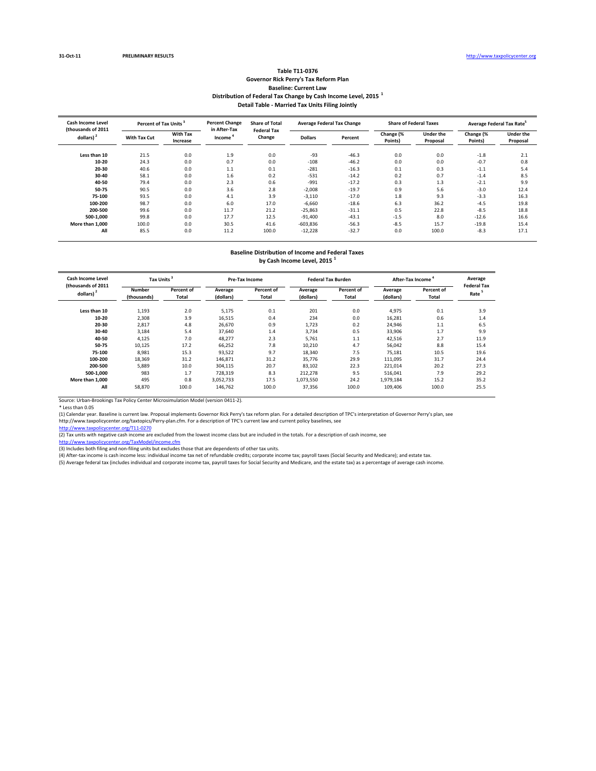31-Oct-11 PRELIMINARY RESULTS http://www.taxpolicycenter.org

### Table T11-0376
### Governor Rick Perry's Tax Reform Plan
### Baseline: Current Law
### Distribution of Federal Tax Change by Cash Income Level, 2015 [1]
### Detail Table - Married Tax Units Filing Jointly

| Cash Income Level (thousands of 2011 dollars) [2] | Percent of Tax Units [3] | | Percent Change in After-Tax Income [4] | Share of Total Federal Tax Change | Average Federal Tax Change | | Share of Federal Taxes | | Average Federal Tax Rate [5] | |
|---|---|---|---|---|---|---|---|---|---|---|
| | With Tax Cut | With Tax Increase | | | Dollars | Percent | Change (% Points) | Under the Proposal | Change (% Points) | Under the Proposal |
| Less than 10 | 21.5 | 0.0 | 1.9 | 0.0 | -93 | -46.3 | 0.0 | 0.0 | -1.8 | 2.1 |
| 10-20 | 24.3 | 0.0 | 0.7 | 0.0 | -108 | -46.2 | 0.0 | 0.0 | -0.7 | 0.8 |
| 20-30 | 40.6 | 0.0 | 1.1 | 0.1 | -281 | -16.3 | 0.1 | 0.3 | -1.1 | 5.4 |
| 30-40 | 58.1 | 0.0 | 1.6 | 0.2 | -531 | -14.2 | 0.2 | 0.7 | -1.4 | 8.5 |
| 40-50 | 79.4 | 0.0 | 2.3 | 0.6 | -991 | -17.2 | 0.3 | 1.3 | -2.1 | 9.9 |
| 50-75 | 90.5 | 0.0 | 3.6 | 2.8 | -2,008 | -19.7 | 0.9 | 5.6 | -3.0 | 12.4 |
| 75-100 | 93.5 | 0.0 | 4.1 | 3.9 | -3,110 | -17.0 | 1.8 | 9.3 | -3.3 | 16.3 |
| 100-200 | 98.7 | 0.0 | 6.0 | 17.0 | -6,660 | -18.6 | 6.3 | 36.2 | -4.5 | 19.8 |
| 200-500 | 99.6 | 0.0 | 11.7 | 21.2 | -25,863 | -31.1 | 0.5 | 22.8 | -8.5 | 18.8 |
| 500-1,000 | 99.8 | 0.0 | 17.7 | 12.5 | -91,400 | -43.1 | -1.5 | 8.0 | -12.6 | 16.6 |
| More than 1,000 | 100.0 | 0.0 | 30.5 | 41.6 | -603,836 | -56.3 | -8.5 | 15.7 | -19.8 | 15.4 |
| All | 85.5 | 0.0 | 11.2 | 100.0 | -12,228 | -32.7 | 0.0 | 100.0 | -8.3 | 17.1 |

### Baseline Distribution of Income and Federal Taxes by Cash Income Level, 2015 [1]

| Cash Income Level (thousands of 2011 dollars) [2] | Tax Units [3] | | Pre-Tax Income | | Federal Tax Burden | | After-Tax Income [4] | | Average Federal Tax Rate [5] |
|---|---|---|---|---|---|---|---|---|---|
| | Number (thousands) | Percent of Total | Average (dollars) | Percent of Total | Average (dollars) | Percent of Total | Average (dollars) | Percent of Total | |
| Less than 10 | 1,193 | 2.0 | 5,175 | 0.1 | 201 | 0.0 | 4,975 | 0.1 | 3.9 |
| 10-20 | 2,308 | 3.9 | 16,515 | 0.4 | 234 | 0.0 | 16,281 | 0.6 | 1.4 |
| 20-30 | 2,817 | 4.8 | 26,670 | 0.9 | 1,723 | 0.2 | 24,946 | 1.1 | 6.5 |
| 30-40 | 3,184 | 5.4 | 37,640 | 1.4 | 3,734 | 0.5 | 33,906 | 1.7 | 9.9 |
| 40-50 | 4,125 | 7.0 | 48,277 | 2.3 | 5,761 | 1.1 | 42,516 | 2.7 | 11.9 |
| 50-75 | 10,125 | 17.2 | 66,252 | 7.8 | 10,210 | 4.7 | 56,042 | 8.8 | 15.4 |
| 75-100 | 8,981 | 15.3 | 93,522 | 9.7 | 18,340 | 7.5 | 75,181 | 10.5 | 19.6 |
| 100-200 | 18,369 | 31.2 | 146,871 | 31.2 | 35,776 | 29.9 | 111,095 | 31.7 | 24.4 |
| 200-500 | 5,889 | 10.0 | 304,115 | 20.7 | 83,102 | 22.3 | 221,014 | 20.2 | 27.3 |
| 500-1,000 | 983 | 1.7 | 728,319 | 8.3 | 212,278 | 9.5 | 516,041 | 7.9 | 29.2 |
| More than 1,000 | 495 | 0.8 | 3,052,733 | 17.5 | 1,073,550 | 24.2 | 1,979,184 | 15.2 | 35.2 |
| All | 58,870 | 100.0 | 146,762 | 100.0 | 37,356 | 100.0 | 109,406 | 100.0 | 25.5 |

Source: Urban-Brookings Tax Policy Center Microsimulation Model (version 0411-2).

* Less than 0.05

(1) Calendar year. Baseline is current law. Proposal implements Governor Rick Perry's tax reform plan. For a detailed description of TPC's interpretation of Governor Perry's plan, see http://www.taxpolicycenter.org/taxtopics/Perry-plan.cfm. For a description of TPC's current law and current policy baselines, see http://www.taxpolicycenter.org/T11-0270

(2) Tax units with negative cash income are excluded from the lowest income class but are included in the totals. For a description of cash income, see http://www.taxpolicycenter.org/TaxModel/income.cfm

(3) Includes both filing and non-filing units but excludes those that are dependents of other tax units.

(4) After-tax income is cash income less: individual income tax net of refundable credits; corporate income tax; payroll taxes (Social Security and Medicare); and estate tax.

(5) Average federal tax (includes individual and corporate income tax, payroll taxes for Social Security and Medicare, and the estate tax) as a percentage of average cash income.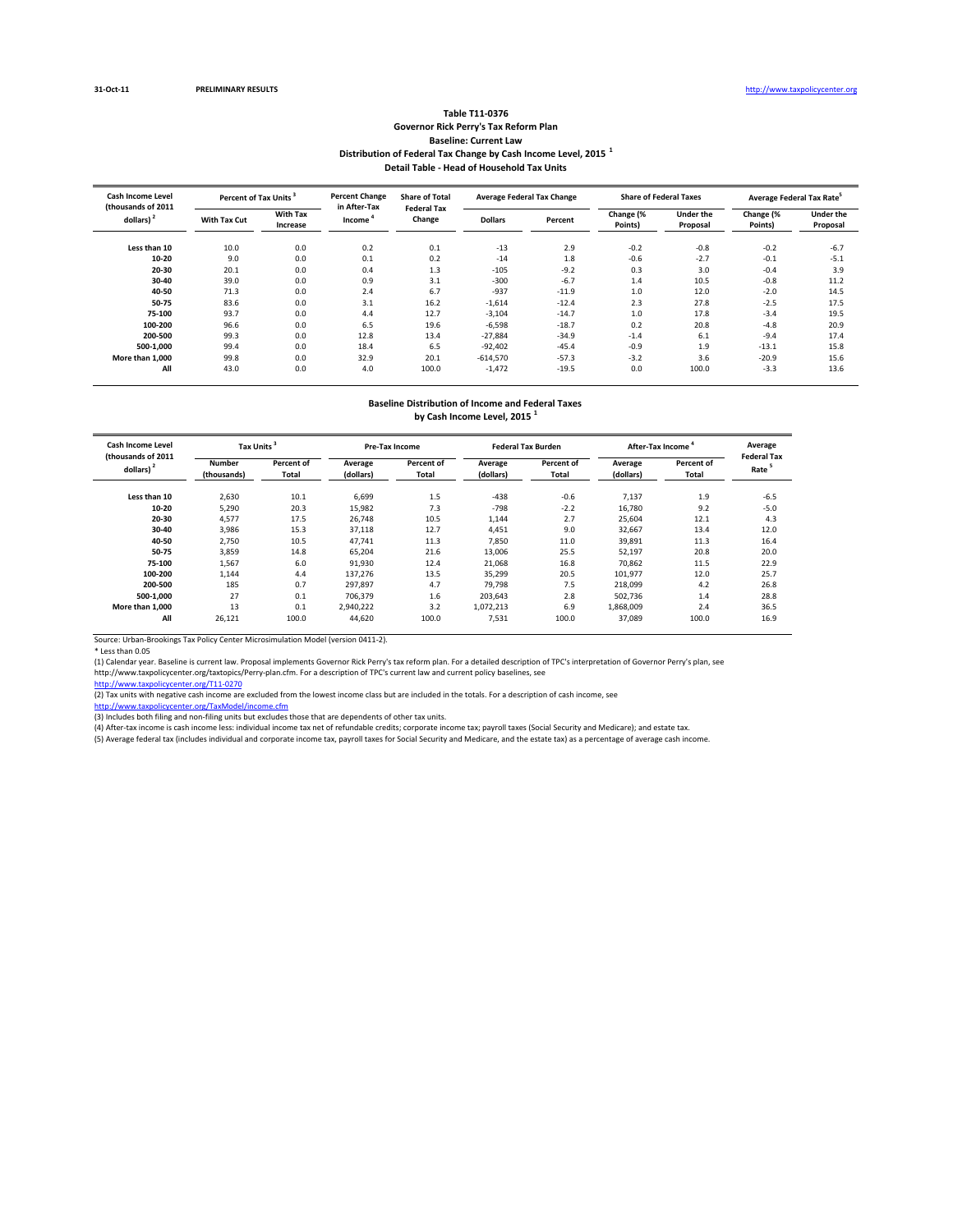31-Oct-11 PRELIMINARY RESULTS http://www.taxpolicycenter.org

**Table T11-0376**
**Governor Rick Perry's Tax Reform Plan**
**Baseline: Current Law**
**Distribution of Federal Tax Change by Cash Income Level, 2015 [1]**
**Detail Table - Head of Household Tax Units**

| Cash Income Level (thousands of 2011 dollars) [2] | Percent of Tax Units [3] | | Percent Change in After-Tax Income [4] | Share of Total Federal Tax Change | Average Federal Tax Change | | Share of Federal Taxes | | Average Federal Tax Rate[5] | |
|---|---|---|---|---|---|---|---|---|---|---|
| | With Tax Cut | With Tax Increase | | | Dollars | Percent | Change (% Points) | Under the Proposal | Change (% Points) | Under the Proposal |
| Less than 10 | 10.0 | 0.0 | 0.2 | 0.1 | -13 | 2.9 | -0.2 | -0.8 | -0.2 | -6.7 |
| 10-20 | 9.0 | 0.0 | 0.1 | 0.2 | -14 | 1.8 | -0.6 | -2.7 | -0.1 | -5.1 |
| 20-30 | 20.1 | 0.0 | 0.4 | 1.3 | -105 | -9.2 | 0.3 | 3.0 | -0.4 | 3.9 |
| 30-40 | 39.0 | 0.0 | 0.9 | 3.1 | -300 | -6.7 | 1.4 | 10.5 | -0.8 | 11.2 |
| 40-50 | 71.3 | 0.0 | 2.4 | 6.7 | -937 | -11.9 | 1.0 | 12.0 | -2.0 | 14.5 |
| 50-75 | 83.6 | 0.0 | 3.1 | 16.2 | -1,614 | -12.4 | 2.3 | 27.8 | -2.5 | 17.5 |
| 75-100 | 93.7 | 0.0 | 4.4 | 12.7 | -3,104 | -14.7 | 1.0 | 17.8 | -3.4 | 19.5 |
| 100-200 | 96.6 | 0.0 | 6.5 | 19.6 | -6,598 | -18.7 | 0.2 | 20.8 | -4.8 | 20.9 |
| 200-500 | 99.3 | 0.0 | 12.8 | 13.4 | -27,884 | -34.9 | -1.4 | 6.1 | -9.4 | 17.4 |
| 500-1,000 | 99.4 | 0.0 | 18.4 | 6.5 | -92,402 | -45.4 | -0.9 | 1.9 | -13.1 | 15.8 |
| More than 1,000 | 99.8 | 0.0 | 32.9 | 20.1 | -614,570 | -57.3 | -3.2 | 3.6 | -20.9 | 15.6 |
| All | 43.0 | 0.0 | 4.0 | 100.0 | -1,472 | -19.5 | 0.0 | 100.0 | -3.3 | 13.6 |

**Baseline Distribution of Income and Federal Taxes**
**by Cash Income Level, 2015 [1]**

| Cash Income Level (thousands of 2011 dollars) [2] | Tax Units [3] | | Pre-Tax Income | | Federal Tax Burden | | After-Tax Income [4] | | Average Federal Tax Rate [5] |
|---|---|---|---|---|---|---|---|---|---|
| | Number (thousands) | Percent of Total | Average (dollars) | Percent of Total | Average (dollars) | Percent of Total | Average (dollars) | Percent of Total | |
| Less than 10 | 2,630 | 10.1 | 6,699 | 1.5 | -438 | -0.6 | 7,137 | 1.9 | -6.5 |
| 10-20 | 5,290 | 20.3 | 15,982 | 7.3 | -798 | -2.2 | 16,780 | 9.2 | -5.0 |
| 20-30 | 4,577 | 17.5 | 26,748 | 10.5 | 1,144 | 2.7 | 25,604 | 12.1 | 4.3 |
| 30-40 | 3,986 | 15.3 | 37,118 | 12.7 | 4,451 | 9.0 | 32,667 | 13.4 | 12.0 |
| 40-50 | 2,750 | 10.5 | 47,741 | 11.3 | 7,850 | 11.0 | 39,891 | 11.3 | 16.4 |
| 50-75 | 3,859 | 14.8 | 65,204 | 21.6 | 13,006 | 25.5 | 52,197 | 20.8 | 20.0 |
| 75-100 | 1,567 | 6.0 | 91,930 | 12.4 | 21,068 | 16.8 | 70,862 | 11.5 | 22.9 |
| 100-200 | 1,144 | 4.4 | 137,276 | 13.5 | 35,299 | 20.5 | 101,977 | 12.0 | 25.7 |
| 200-500 | 185 | 0.7 | 297,897 | 4.7 | 79,798 | 7.5 | 218,099 | 4.2 | 26.8 |
| 500-1,000 | 27 | 0.1 | 706,379 | 1.6 | 203,643 | 2.8 | 502,736 | 1.4 | 28.8 |
| More than 1,000 | 13 | 0.1 | 2,940,222 | 3.2 | 1,072,213 | 6.9 | 1,868,009 | 2.4 | 36.5 |
| All | 26,121 | 100.0 | 44,620 | 100.0 | 7,531 | 100.0 | 37,089 | 100.0 | 16.9 |

Source: Urban-Brookings Tax Policy Center Microsimulation Model (version 0411-2).

* Less than 0.05

(1) Calendar year. Baseline is current law. Proposal implements Governor Rick Perry's tax reform plan. For a detailed description of TPC's interpretation of Governor Perry's plan, see http://www.taxpolicycenter.org/taxtopics/Perry-plan.cfm. For a description of TPC's current law and current policy baselines, see http://www.taxpolicycenter.org/T11-0270

(2) Tax units with negative cash income are excluded from the lowest income class but are included in the totals. For a description of cash income, see http://www.taxpolicycenter.org/TaxModel/income.cfm

(3) Includes both filing and non-filing units but excludes those that are dependents of other tax units.

(4) After-tax income is cash income less: individual income tax net of refundable credits; corporate income tax; payroll taxes (Social Security and Medicare); and estate tax.

(5) Average federal tax (includes individual and corporate income tax, payroll taxes for Social Security and Medicare, and the estate tax) as a percentage of average cash income.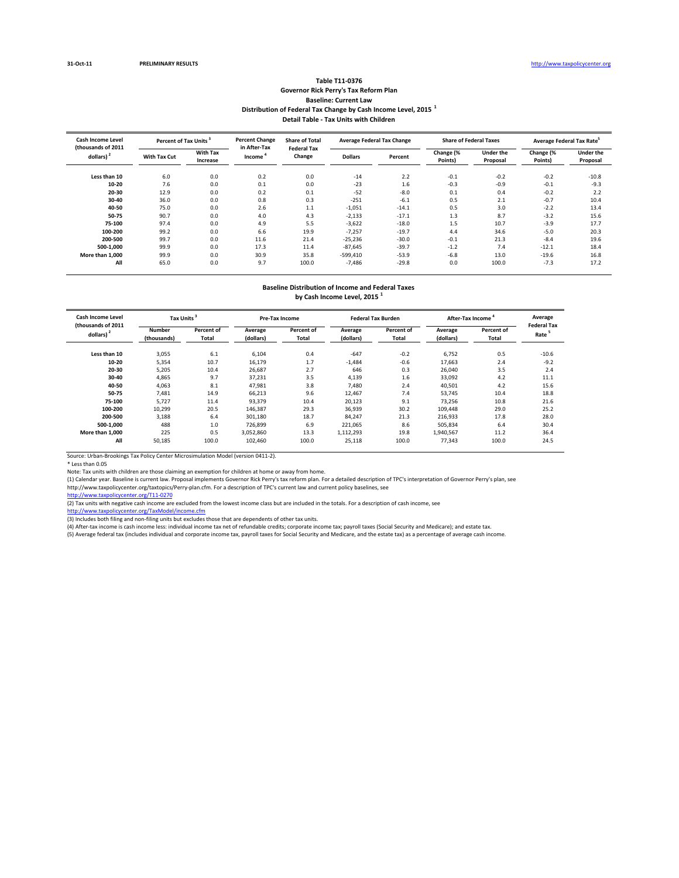31-Oct-11 **PRELIMINARY RESULTS** http://www.taxpolicycenter.org

**Table T11-0376**
**Governor Rick Perry's Tax Reform Plan**
**Baseline: Current Law**
**Distribution of Federal Tax Change by Cash Income Level, 2015 [1]**
**Detail Table - Tax Units with Children**

| Cash Income Level (thousands of 2011 dollars) [2] | Percent of Tax Units [3] | | Percent Change in After-Tax Income [4] | Share of Total Federal Tax Change | Average Federal Tax Change | | Share of Federal Taxes | | Average Federal Tax Rate[5] | |
|---|---|---|---|---|---|---|---|---|---|---|
| | With Tax Cut | With Tax Increase | | | Dollars | Percent | Change (% Points) | Under the Proposal | Change (% Points) | Under the Proposal |
| Less than 10 | 6.0 | 0.0 | 0.2 | 0.0 | -14 | 2.2 | -0.1 | -0.2 | -0.2 | -10.8 |
| 10-20 | 7.6 | 0.0 | 0.1 | 0.0 | -23 | 1.6 | -0.3 | -0.9 | -0.1 | -9.3 |
| 20-30 | 12.9 | 0.0 | 0.2 | 0.1 | -52 | -8.0 | 0.1 | 0.4 | -0.2 | 2.2 |
| 30-40 | 36.0 | 0.0 | 0.8 | 0.3 | -251 | -6.1 | 0.5 | 2.1 | -0.7 | 10.4 |
| 40-50 | 75.0 | 0.0 | 2.6 | 1.1 | -1,051 | -14.1 | 0.5 | 3.0 | -2.2 | 13.4 |
| 50-75 | 90.7 | 0.0 | 4.0 | 4.3 | -2,133 | -17.1 | 1.3 | 8.7 | -3.2 | 15.6 |
| 75-100 | 97.4 | 0.0 | 4.9 | 5.5 | -3,622 | -18.0 | 1.5 | 10.7 | -3.9 | 17.7 |
| 100-200 | 99.2 | 0.0 | 6.6 | 19.9 | -7,257 | -19.7 | 4.4 | 34.6 | -5.0 | 20.3 |
| 200-500 | 99.7 | 0.0 | 11.6 | 21.4 | -25,236 | -30.0 | -0.1 | 21.3 | -8.4 | 19.6 |
| 500-1,000 | 99.9 | 0.0 | 17.3 | 11.4 | -87,645 | -39.7 | -1.2 | 7.4 | -12.1 | 18.4 |
| More than 1,000 | 99.9 | 0.0 | 30.9 | 35.8 | -599,410 | -53.9 | -6.8 | 13.0 | -19.6 | 16.8 |
| All | 65.0 | 0.0 | 9.7 | 100.0 | -7,486 | -29.8 | 0.0 | 100.0 | -7.3 | 17.2 |

**Baseline Distribution of Income and Federal Taxes**
**by Cash Income Level, 2015 [1]**

| Cash Income Level (thousands of 2011 dollars) [2] | Tax Units [3] | | Pre-Tax Income | | Federal Tax Burden | | After-Tax Income [4] | | Average Federal Tax Rate [5] |
|---|---|---|---|---|---|---|---|---|---|
| | Number (thousands) | Percent of Total | Average (dollars) | Percent of Total | Average (dollars) | Percent of Total | Average (dollars) | Percent of Total | |
| Less than 10 | 3,055 | 6.1 | 6,104 | 0.4 | -647 | -0.2 | 6,752 | 0.5 | -10.6 |
| 10-20 | 5,354 | 10.7 | 16,179 | 1.7 | -1,484 | -0.6 | 17,663 | 2.4 | -9.2 |
| 20-30 | 5,205 | 10.4 | 26,687 | 2.7 | 646 | 0.3 | 26,040 | 3.5 | 2.4 |
| 30-40 | 4,865 | 9.7 | 37,231 | 3.5 | 4,139 | 1.6 | 33,092 | 4.2 | 11.1 |
| 40-50 | 4,063 | 8.1 | 47,981 | 3.8 | 7,480 | 2.4 | 40,501 | 4.2 | 15.6 |
| 50-75 | 7,481 | 14.9 | 66,213 | 9.6 | 12,467 | 7.4 | 53,745 | 10.4 | 18.8 |
| 75-100 | 5,727 | 11.4 | 93,379 | 10.4 | 20,123 | 9.1 | 73,256 | 10.8 | 21.6 |
| 100-200 | 10,299 | 20.5 | 146,387 | 29.3 | 36,939 | 30.2 | 109,448 | 29.0 | 25.2 |
| 200-500 | 3,188 | 6.4 | 301,180 | 18.7 | 84,247 | 21.3 | 216,933 | 17.8 | 28.0 |
| 500-1,000 | 488 | 1.0 | 726,899 | 6.9 | 221,065 | 8.6 | 505,834 | 6.4 | 30.4 |
| More than 1,000 | 225 | 0.5 | 3,052,860 | 13.3 | 1,112,293 | 19.8 | 1,940,567 | 11.2 | 36.4 |
| All | 50,185 | 100.0 | 102,460 | 100.0 | 25,118 | 100.0 | 77,343 | 100.0 | 24.5 |

Source: Urban-Brookings Tax Policy Center Microsimulation Model (version 0411-2).

* Less than 0.05

Note: Tax units with children are those claiming an exemption for children at home or away from home.

(1) Calendar year. Baseline is current law. Proposal implements Governor Rick Perry's tax reform plan. For a detailed description of TPC's interpretation of Governor Perry's plan, see http://www.taxpolicycenter.org/taxtopics/Perry-plan.cfm. For a description of TPC's current law and current policy baselines, see http://www.taxpolicycenter.org/T11-0270

(2) Tax units with negative cash income are excluded from the lowest income class but are included in the totals. For a description of cash income, see http://www.taxpolicycenter.org/TaxModel/income.cfm

(3) Includes both filing and non-filing units but excludes those that are dependents of other tax units.

(4) After-tax income is cash income less: individual income tax net of refundable credits; corporate income tax; payroll taxes (Social Security and Medicare); and estate tax.

(5) Average federal tax (includes individual and corporate income tax, payroll taxes for Social Security and Medicare, and the estate tax) as a percentage of average cash income.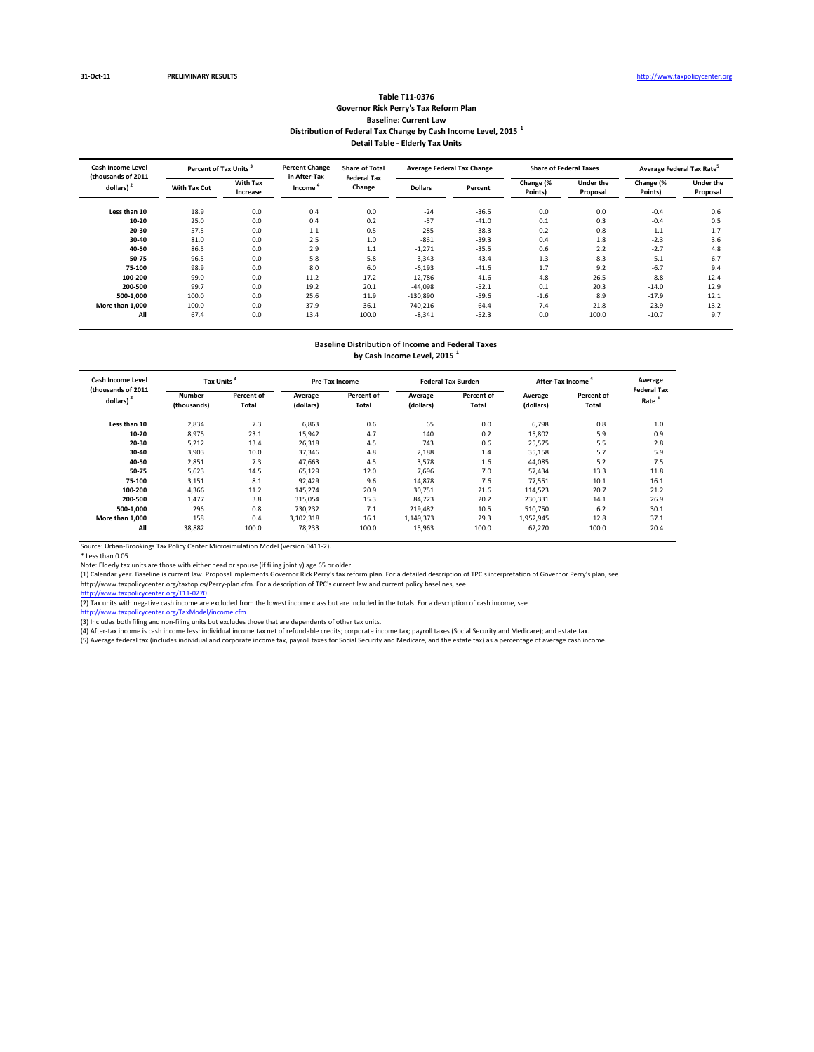31-Oct-11 PRELIMINARY RESULTS http://www.taxpolicycenter.org

**Table T11-0376**
**Governor Rick Perry's Tax Reform Plan**
**Baseline: Current Law**
**Distribution of Federal Tax Change by Cash Income Level, 2015 [1]**
**Detail Table - Elderly Tax Units**

| Cash Income Level (thousands of 2011 dollars) [2] | Percent of Tax Units [3] | | Percent Change in After-Tax Income [4] | Share of Total Federal Tax Change | Average Federal Tax Change | | Share of Federal Taxes | | Average Federal Tax Rate[5] | |
|---|---|---|---|---|---|---|---|---|---|---|
| | With Tax Cut | With Tax Increase | | | Dollars | Percent | Change (% Points) | Under the Proposal | Change (% Points) | Under the Proposal |
| Less than 10 | 18.9 | 0.0 | 0.4 | 0.0 | -24 | -36.5 | 0.0 | 0.0 | -0.4 | 0.6 |
| 10-20 | 25.0 | 0.0 | 0.4 | 0.2 | -57 | -41.0 | 0.1 | 0.3 | -0.4 | 0.5 |
| 20-30 | 57.5 | 0.0 | 1.1 | 0.5 | -285 | -38.3 | 0.2 | 0.8 | -1.1 | 1.7 |
| 30-40 | 81.0 | 0.0 | 2.5 | 1.0 | -861 | -39.3 | 0.4 | 1.8 | -2.3 | 3.6 |
| 40-50 | 86.5 | 0.0 | 2.9 | 1.1 | -1,271 | -35.5 | 0.6 | 2.2 | -2.7 | 4.8 |
| 50-75 | 96.5 | 0.0 | 5.8 | 5.8 | -3,343 | -43.4 | 1.3 | 8.3 | -5.1 | 6.7 |
| 75-100 | 98.9 | 0.0 | 8.0 | 6.0 | -6,193 | -41.6 | 1.7 | 9.2 | -6.7 | 9.4 |
| 100-200 | 99.0 | 0.0 | 11.2 | 17.2 | -12,786 | -41.6 | 4.8 | 26.5 | -8.8 | 12.4 |
| 200-500 | 99.7 | 0.0 | 19.2 | 20.1 | -44,098 | -52.1 | 0.1 | 20.3 | -14.0 | 12.9 |
| 500-1,000 | 100.0 | 0.0 | 25.6 | 11.9 | -130,890 | -59.6 | -1.6 | 8.9 | -17.9 | 12.1 |
| More than 1,000 | 100.0 | 0.0 | 37.9 | 36.1 | -740,216 | -64.4 | -7.4 | 21.8 | -23.9 | 13.2 |
| All | 67.4 | 0.0 | 13.4 | 100.0 | -8,341 | -52.3 | 0.0 | 100.0 | -10.7 | 9.7 |

**Baseline Distribution of Income and Federal Taxes by Cash Income Level, 2015 [1]**

| Cash Income Level (thousands of 2011 dollars) [2] | Tax Units [3] | | Pre-Tax Income | | Federal Tax Burden | | After-Tax Income [4] | | Average Federal Tax Rate [5] |
|---|---|---|---|---|---|---|---|---|---|
| | Number (thousands) | Percent of Total | Average (dollars) | Percent of Total | Average (dollars) | Percent of Total | Average (dollars) | Percent of Total | |
| Less than 10 | 2,834 | 7.3 | 6,863 | 0.6 | 65 | 0.0 | 6,798 | 0.8 | 1.0 |
| 10-20 | 8,975 | 23.1 | 15,942 | 4.7 | 140 | 0.2 | 15,802 | 5.9 | 0.9 |
| 20-30 | 5,212 | 13.4 | 26,318 | 4.5 | 743 | 0.6 | 25,575 | 5.5 | 2.8 |
| 30-40 | 3,903 | 10.0 | 37,346 | 4.8 | 2,188 | 1.4 | 35,158 | 5.7 | 5.9 |
| 40-50 | 2,851 | 7.3 | 47,663 | 4.5 | 3,578 | 1.6 | 44,085 | 5.2 | 7.5 |
| 50-75 | 5,623 | 14.5 | 65,129 | 12.0 | 7,696 | 7.0 | 57,434 | 13.3 | 11.8 |
| 75-100 | 3,151 | 8.1 | 92,429 | 9.6 | 14,878 | 7.6 | 77,551 | 10.1 | 16.1 |
| 100-200 | 4,366 | 11.2 | 145,274 | 20.9 | 30,751 | 21.6 | 114,523 | 20.7 | 21.2 |
| 200-500 | 1,477 | 3.8 | 315,054 | 15.3 | 84,723 | 20.2 | 230,331 | 14.1 | 26.9 |
| 500-1,000 | 296 | 0.8 | 730,232 | 7.1 | 219,482 | 10.5 | 510,750 | 6.2 | 30.1 |
| More than 1,000 | 158 | 0.4 | 3,102,318 | 16.1 | 1,149,373 | 29.3 | 1,952,945 | 12.8 | 37.1 |
| All | 38,882 | 100.0 | 78,233 | 100.0 | 15,963 | 100.0 | 62,270 | 100.0 | 20.4 |

Source: Urban-Brookings Tax Policy Center Microsimulation Model (version 0411-2).

* Less than 0.05

Note: Elderly tax units are those with either head or spouse (if filing jointly) age 65 or older.

(1) Calendar year. Baseline is current law. Proposal implements Governor Rick Perry's tax reform plan. For a detailed description of TPC's interpretation of Governor Perry's plan, see http://www.taxpolicycenter.org/taxtopics/Perry-plan.cfm. For a description of TPC's current law and current policy baselines, see http://www.taxpolicycenter.org/T11-0270

(2) Tax units with negative cash income are excluded from the lowest income class but are included in the totals. For a description of cash income, see http://www.taxpolicycenter.org/TaxModel/income.cfm

(3) Includes both filing and non-filing units but excludes those that are dependents of other tax units.

(4) After-tax income is cash income less: individual income tax net of refundable credits; corporate income tax; payroll taxes (Social Security and Medicare); and estate tax.

(5) Average federal tax (includes individual and corporate income tax, payroll taxes for Social Security and Medicare, and the estate tax) as a percentage of average cash income.